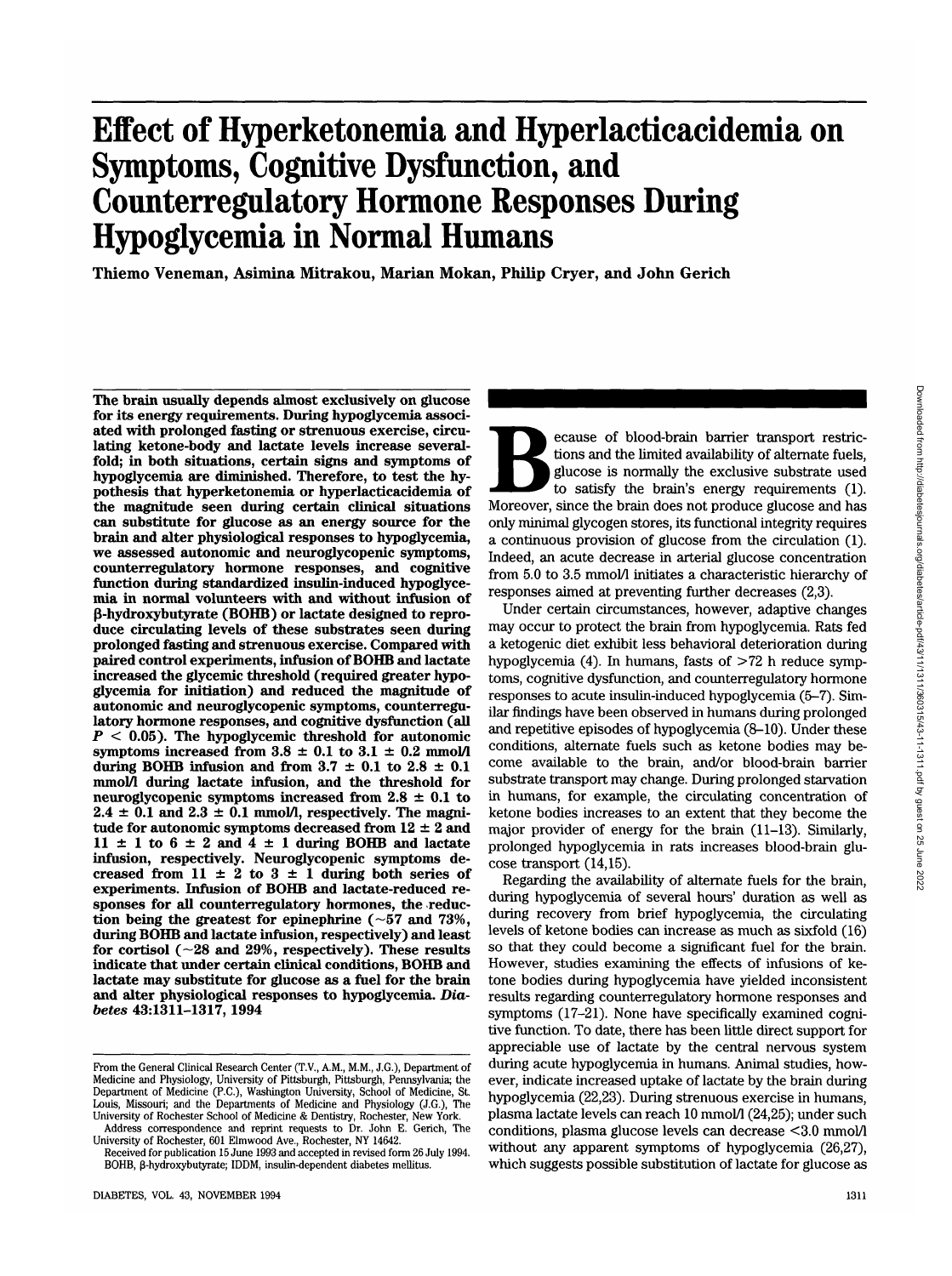# Effect of Hyperketonemia and Hyperlacticacidemia on Symptoms, Cognitive Dysfunction, and Counterregulatory Hormone Responses During Hypoglycemia in Normal Humans

Thiemo Veneman, Asimina Mitrakou, Marian Mokan, Philip Cryer, and John Gerich

**The brain usually depends almost exclusively on glucose for its energy requirements. During hypoglycemia associated with prolonged fasting or strenuous exercise, circulating ketone-body and lactate levels increase severalfold; in both situations, certain signs and symptoms of hypoglycemia are diminished. Therefore, to test the hypothesis that hyperketonemia or hyperlacticacidemia of the magnitude seen during certain clinical situations can substitute for glucose as an energy source for the brain and alter physiological responses to hypoglycemia, we assessed autonomic and neuroglycopenic symptoms, counterregulatory hormone responses, and cognitive function during standardized insulin-induced hypoglycemia in normal volunteers with and without infusion of β-hydroxybutyrate (BOHB) or lactate designed to reproduce circulating levels of these substrates seen during prolonged fasting and strenuous exercise. Compared with paired control experiments, infusion of BOHB and lactate increased the glycemic threshold (required greater hypoglycemia for initiation) and reduced the magnitude of autonomic and neuroglycopenic symptoms, counterregulatory hormone responses, and cognitive dysfunction (all $P < 0.05$). The hypoglycemic threshold for autonomic symptoms increased from 3.8 ± 0.1 to 3.1 ± 0.2 mmol/l during BOHB infusion and from 3.7 ± 0.1 to 2.8 ± 0.1 mmol/l during lactate infusion, and the threshold for neuroglycopenic symptoms increased from 2.8 ± 0.1 to 2.4 ± 0.1 and 2.3 ± 0.1 mmol/l, respectively. The magnitude for autonomic symptoms decreased from 12 ± 2 and 11 ± 1 to 6 ± 2 and 4 ± 1 during BOHB and lactate infusion, respectively. Neuroglycopenic symptoms decreased from 11 ± 2 to 3 ± 1 during both series of experiments. Infusion of BOHB and lactate-reduced responses for all counterregulatory hormones, the reduction being the greatest for epinephrine (~57 and 73%, during BOHB and lactate infusion, respectively) and least for cortisol (~28 and 29%, respectively). These results indicate that under certain clinical conditions, BOHB and lactate may substitute for glucose as a fuel for the brain and alter physiological responses to hypoglycemia. *Diabetes* 43:1311–1317, 1994**

From the General Clinical Research Center (T.V., A.M., M.M., J.G.), Department of Medicine and Physiology, University of Pittsburgh, Pittsburgh, Pennsylvania; the Department of Medicine (P.C.), Washington University, School of Medicine, St. Louis, Missouri; and the Departments of Medicine and Physiology (J.G.), The University of Rochester School of Medicine & Dentistry, Rochester, New York.

Address correspondence and reprint requests to Dr. John E. Gerich, The University of Rochester, 601 Elmwood Ave., Rochester, NY 14642.

Received for publication 15 June 1993 and accepted in revised form 26 July 1994.

BOHB, β-hydroxybutyrate; IDDM, insulin-dependent diabetes mellitus.

Because of blood-brain barrier transport restrictions and the limited availability of alternate fuels, glucose is normally the exclusive substrate used to satisfy the brain's energy requirements (1). Moreover, since the brain does not produce glucose and has only minimal glycogen stores, its functional integrity requires a continuous provision of glucose from the circulation (1). Indeed, an acute decrease in arterial glucose concentration from 5.0 to 3.5 mmol/l initiates a characteristic hierarchy of responses aimed at preventing further decreases (2,3).

Under certain circumstances, however, adaptive changes may occur to protect the brain from hypoglycemia. Rats fed a ketogenic diet exhibit less behavioral deterioration during hypoglycemia (4). In humans, fasts of >72 h reduce symptoms, cognitive dysfunction, and counterregulatory hormone responses to acute insulin-induced hypoglycemia (5–7). Similar findings have been observed in humans during prolonged and repetitive episodes of hypoglycemia (8–10). Under these conditions, alternate fuels such as ketone bodies may become available to the brain, and/or blood-brain barrier substrate transport may change. During prolonged starvation in humans, for example, the circulating concentration of ketone bodies increases to an extent that they become the major provider of energy for the brain (11–13). Similarly, prolonged hypoglycemia in rats increases blood-brain glucose transport (14,15).

Regarding the availability of alternate fuels for the brain, during hypoglycemia of several hours' duration as well as during recovery from brief hypoglycemia, the circulating levels of ketone bodies can increase as much as sixfold (16) so that they could become a significant fuel for the brain. However, studies examining the effects of infusions of ketone bodies during hypoglycemia have yielded inconsistent results regarding counterregulatory hormone responses and symptoms (17–21). None have specifically examined cognitive function. To date, there has been little direct support for appreciable use of lactate by the central nervous system during acute hypoglycemia in humans. Animal studies, however, indicate increased uptake of lactate by the brain during hypoglycemia (22,23). During strenuous exercise in humans, plasma lactate levels can reach 10 mmol/l (24,25); under such conditions, plasma glucose levels can decrease <3.0 mmol/l without any apparent symptoms of hypoglycemia (26,27), which suggests possible substitution of lactate for glucose as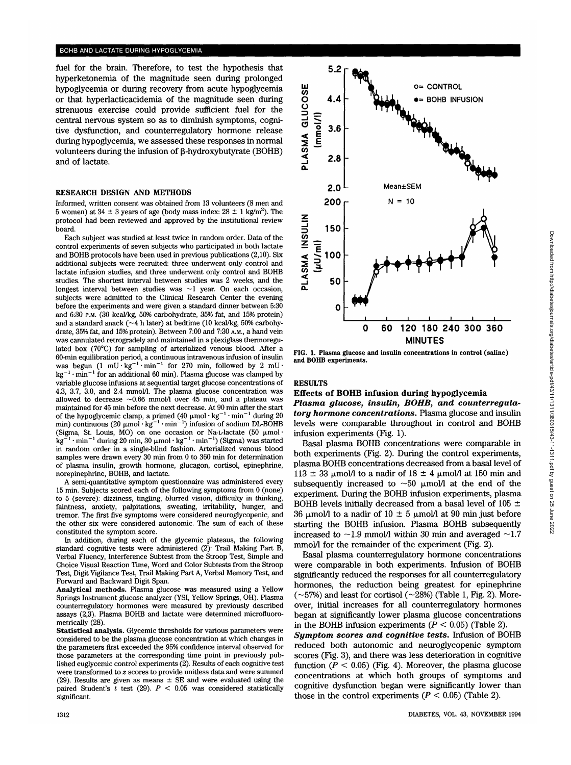fuel for the brain. Therefore, to test the hypothesis that hyperketonemia of the magnitude seen during prolonged hypoglycemia or during recovery from acute hypoglycemia or that hyperlacticacidemia of the magnitude seen during strenuous exercise could provide sufficient fuel for the central nervous system so as to diminish symptoms, cognitive dysfunction, and counterregulatory hormone release during hypoglycemia, we assessed these responses in normal volunteers during the infusion of β-hydroxybutyrate (BOHB) and of lactate.

## RESEARCH DESIGN AND METHODS

Informed, written consent was obtained from 13 volunteers (8 men and 5 women) at 34 ± 3 years of age (body mass index: 28 ± 1 kg/m$^2$). The protocol had been reviewed and approved by the institutional review board.

Each subject was studied at least twice in random order. Data of the control experiments of seven subjects who participated in both lactate and BOHB protocols have been used in previous publications (2,10). Six additional subjects were recruited: three underwent only control and lactate infusion studies, and three underwent only control and BOHB studies. The shortest interval between studies was 2 weeks, and the longest interval between studies was ~1 year. On each occasion, subjects were admitted to the Clinical Research Center the evening before the experiments and were given a standard dinner between 5:30 and 6:30 P.M. (30 kcal/kg, 50% carbohydrate, 35% fat, and 15% protein) and a standard snack (~4 h later) at bedtime (10 kcal/kg, 50% carbohydrate, 35% fat, and 15% protein). Between 7:00 and 7:30 A.M., a hand vein was cannulated retrogradely and maintained in a plexiglass thermoregulated box (70°C) for sampling of arterialized venous blood. After a 60-min equilibration period, a continuous intravenous infusion of insulin was begun (1 $mU \cdot kg^{-1} \cdot min^{-1}$ for 270 min, followed by 2 $mU \cdot kg^{-1} \cdot min^{-1}$ for an additional 60 min). Plasma glucose was clamped by variable glucose infusions at sequential target glucose concentrations of 4.3, 3.7, 3.0, and 2.4 mmol/l. The plasma glucose concentration was allowed to decrease ~0.66 mmol/l over 45 min, and a plateau was maintained for 45 min before the next decrease. At 90 min after the start of the hypoglycemic clamp, a primed (40 $\mu mol \cdot kg^{-1} \cdot min^{-1}$ during 20 min) continuous (20 $\mu mol \cdot kg^{-1} \cdot min^{-1}$) infusion of sodium DL-BOHB (Sigma, St. Louis, MO) on one occasion or Na-L-lactate (50 $\mu mol \cdot kg^{-1} \cdot min^{-1}$ during 20 min, 30 $\mu mol \cdot kg^{-1} \cdot min^{-1}$) (Sigma) was started in random order in a single-blind fashion. Arterialized venous blood samples were drawn every 30 min from 0 to 360 min for determination of plasma insulin, growth hormone, glucagon, cortisol, epinephrine, norepinephrine, BOHB, and lactate.

A semi-quantitative symptom questionnaire was administered every 15 min. Subjects scored each of the following symptoms from 0 (none) to 5 (severe): dizziness, tingling, blurred vision, difficulty in thinking, faintness, anxiety, palpitations, sweating, irritability, hunger, and tremor. The first five symptoms were considered neuroglycopenic, and the other six were considered autonomic. The sum of each of these constituted the symptom score.

In addition, during each of the glycemic plateaus, the following standard cognitive tests were administered (2): Trail Making Part B, Verbal Fluency, Interference Subtest from the Stroop Test, Simple and Choice Visual Reaction Time, Word and Color Subtests from the Stroop Test, Digit Vigilance Test, Trail Making Part A, Verbal Memory Test, and Forward and Backward Digit Span.

**Analytical methods.** Plasma glucose was measured using a Yellow Springs Instrument glucose analyzer (YSI, Yellow Springs, OH). Plasma counterregulatory hormones were measured by previously described assays (2,3). Plasma BOHB and lactate were determined microfluorometrically (28).

**Statistical analysis.** Glycemic thresholds for various parameters were considered to be the plasma glucose concentration at which changes in the parameters first exceeded the 95% confidence interval observed for those parameters at the corresponding time point in previously published euglycemic control experiments (2). Results of each cognitive test were transformed to z scores to provide unitless data and were summed (29). Results are given as means ± SE and were evaluated using the paired Student's t test (29). $P < 0.05$ was considered statistically significant.

FIG. 1. Plasma glucose and insulin concentrations in control (saline) and BOHB experiments.

## RESULTS

### Effects of BOHB infusion during hypoglycemia

***Plasma glucose, insulin, BOHB, and counterregulatory hormone concentrations.*** Plasma glucose and insulin levels were comparable throughout in control and BOHB infusion experiments (Fig. 1).

Basal plasma BOHB concentrations were comparable in both experiments (Fig. 2). During the control experiments, plasma BOHB concentrations decreased from a basal level of 113 ± 33 μmol/l to a nadir of 18 ± 4 μmol/l at 150 min and subsequently increased to ~50 μmol/l at the end of the experiment. During the BOHB infusion experiments, plasma BOHB levels initially decreased from a basal level of 105 ± 36 μmol/l to a nadir of 10 ± 5 μmol/l at 90 min just before starting the BOHB infusion. Plasma BOHB subsequently increased to ~1.9 mmol/l within 30 min and averaged ~1.7 mmol/l for the remainder of the experiment (Fig. 2).

Basal plasma counterregulatory hormone concentrations were comparable in both experiments. Infusion of BOHB significantly reduced the responses for all counterregulatory hormones, the reduction being greatest for epinephrine (~57%) and least for cortisol (~28%) (Table 1, Fig. 2). Moreover, initial increases for all counterregulatory hormones began at significantly lower plasma glucose concentrations in the BOHB infusion experiments ($P < 0.05$) (Table 2).

***Symptom scores and cognitive tests.*** Infusion of BOHB reduced both autonomic and neuroglycopenic symptom scores (Fig. 3), and there was less deterioration in cognitive function ($P < 0.05$) (Fig. 4). Moreover, the plasma glucose concentrations at which both groups of symptoms and cognitive dysfunction began were significantly lower than those in the control experiments ($P < 0.05$) (Table 2).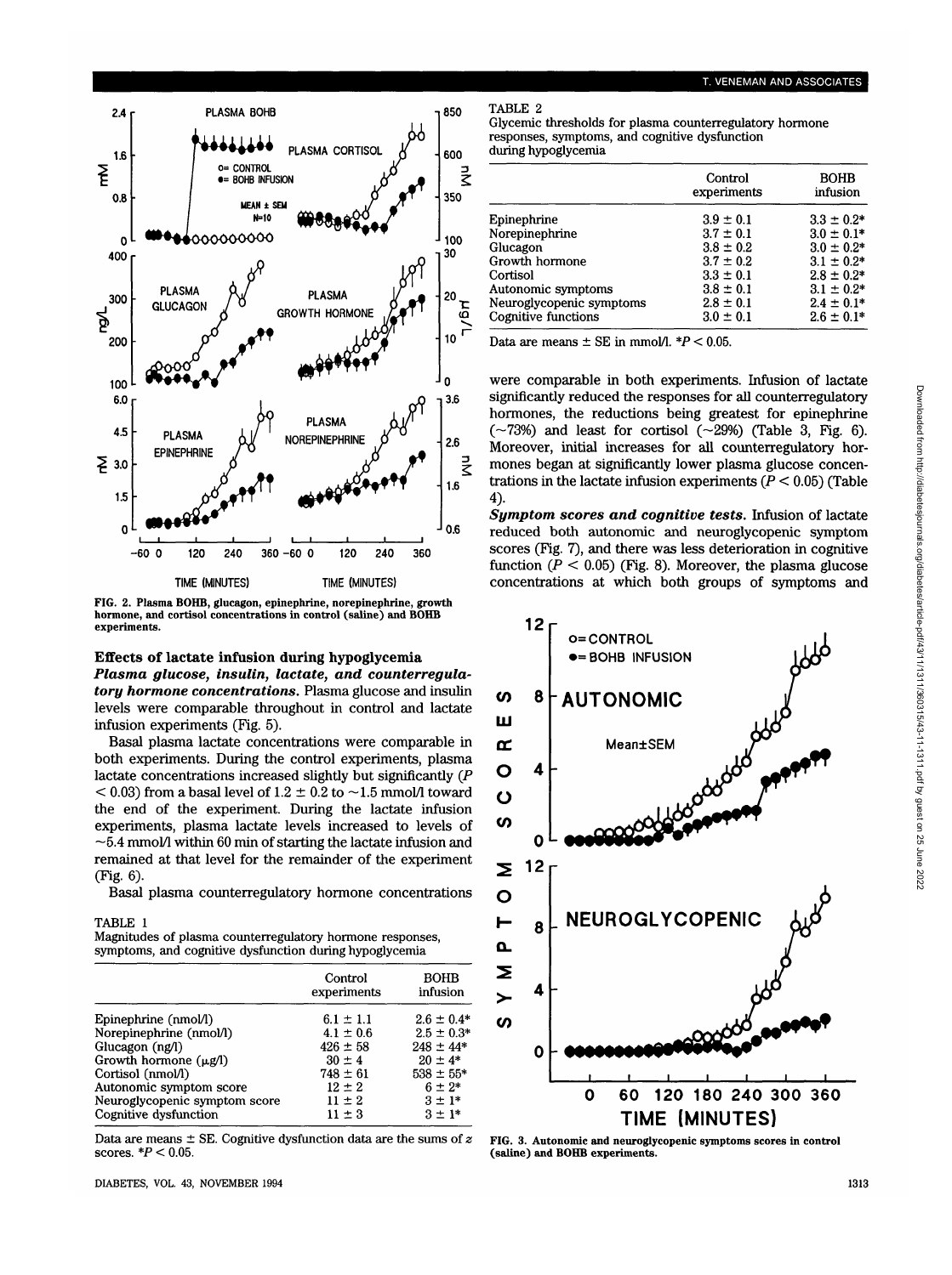FIG. 2. Plasma BOHB, glucagon, epinephrine, norepinephrine, growth hormone, and cortisol concentrations in control (saline) and BOHB experiments.

### Effects of lactate infusion during hypoglycemia

***Plasma glucose, insulin, lactate, and counterregulatory hormone concentrations.*** Plasma glucose and insulin levels were comparable throughout in control and lactate infusion experiments (Fig. 5).

Basal plasma lactate concentrations were comparable in both experiments. During the control experiments, plasma lactate concentrations increased slightly but significantly ($P < 0.03$) from a basal level of $1.2 \pm 0.2$ to ~1.5 mmol/l toward the end of the experiment. During the lactate infusion experiments, plasma lactate levels increased to levels of ~5.4 mmol/l within 60 min of starting the lactate infusion and remained at that level for the remainder of the experiment (Fig. 6).

Basal plasma counterregulatory hormone concentrations were comparable in both experiments. Infusion of lactate significantly reduced the responses for all counterregulatory hormones, the reductions being greatest for epinephrine (~73%) and least for cortisol (~29%) (Table 3, Fig. 6). Moreover, initial increases for all counterregulatory hormones began at significantly lower plasma glucose concentrations in the lactate infusion experiments ($P < 0.05$) (Table 4).

***Symptom scores and cognitive tests.*** Infusion of lactate reduced both autonomic and neuroglycopenic symptom scores (Fig. 7), and there was less deterioration in cognitive function ($P < 0.05$) (Fig. 8). Moreover, the plasma glucose concentrations at which both groups of symptoms and

TABLE 1
Magnitudes of plasma counterregulatory hormone responses, symptoms, and cognitive dysfunction during hypoglycemia

| | Control experiments | BOHB infusion |
|---|---|---|
| Epinephrine (nmol/l) | $6.1 \pm 1.1$ | $2.6 \pm 0.4$* |
| Norepinephrine (nmol/l) | $4.1 \pm 0.6$ | $2.5 \pm 0.3$* |
| Glucagon (ng/l) | $426 \pm 58$ | $248 \pm 44$* |
| Growth hormone (μg/l) | $30 \pm 4$ | $20 \pm 4$* |
| Cortisol (nmol/l) | $748 \pm 61$ | $538 \pm 55$* |
| Autonomic symptom score | $12 \pm 2$ | $6 \pm 2$* |
| Neuroglycopenic symptom score | $11 \pm 2$ | $3 \pm 1$* |
| Cognitive dysfunction | $11 \pm 3$ | $3 \pm 1$* |

Data are means ± SE. Cognitive dysfunction data are the sums of $z$ scores. *$P < 0.05$.

TABLE 2
Glycemic thresholds for plasma counterregulatory hormone responses, symptoms, and cognitive dysfunction during hypoglycemia

| | Control experiments | BOHB infusion |
|---|---|---|
| Epinephrine | $3.9 \pm 0.1$ | $3.3 \pm 0.2$* |
| Norepinephrine | $3.7 \pm 0.1$ | $3.0 \pm 0.1$* |
| Glucagon | $3.8 \pm 0.2$ | $3.0 \pm 0.2$* |
| Growth hormone | $3.7 \pm 0.2$ | $3.1 \pm 0.2$* |
| Cortisol | $3.3 \pm 0.1$ | $2.8 \pm 0.2$* |
| Autonomic symptoms | $3.8 \pm 0.1$ | $3.1 \pm 0.2$* |
| Neuroglycopenic symptoms | $2.8 \pm 0.1$ | $2.4 \pm 0.1$* |
| Cognitive functions | $3.0 \pm 0.1$ | $2.6 \pm 0.1$* |

Data are means ± SE in mmol/l. *$P < 0.05$.

FIG. 3. Autonomic and neuroglycopenic symptoms scores in control (saline) and BOHB experiments.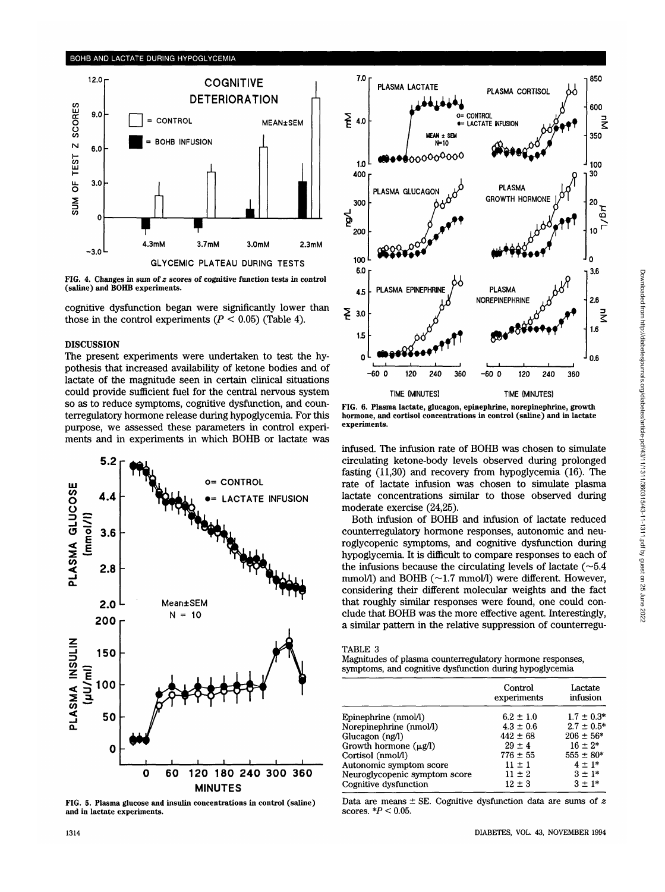FIG. 4. Changes in sum of z scores of cognitive function tests in control (saline) and BOHB experiments.

cognitive dysfunction began were significantly lower than those in the control experiments ($P < 0.05$) (Table 4).

## DISCUSSION

The present experiments were undertaken to test the hypothesis that increased availability of ketone bodies and of lactate of the magnitude seen in certain clinical situations could provide sufficient fuel for the central nervous system so as to reduce symptoms, cognitive dysfunction, and counterregulatory hormone release during hypoglycemia. For this purpose, we assessed these parameters in control experiments and in experiments in which BOHB or lactate was infused. The infusion rate of BOHB was chosen to simulate circulating ketone-body levels observed during prolonged fasting (11,30) and recovery from hypoglycemia (16). The rate of lactate infusion was chosen to simulate plasma lactate concentrations similar to those observed during moderate exercise (24,25).

Both infusion of BOHB and infusion of lactate reduced counterregulatory hormone responses, autonomic and neuroglycopenic symptoms, and cognitive dysfunction during hypoglycemia. It is difficult to compare responses to each of the infusions because the circulating levels of lactate (~5.4 mmol/l) and BOHB (~1.7 mmol/l) were different. However, considering their different molecular weights and the fact that roughly similar responses were found, one could conclude that BOHB was the more effective agent. Interestingly, a similar pattern in the relative suppression of counterregu-

FIG. 5. Plasma glucose and insulin concentrations in control (saline) and in lactate experiments.

FIG. 6. Plasma lactate, glucagon, epinephrine, norepinephrine, growth hormone, and cortisol concentrations in control (saline) and in lactate experiments.

TABLE 3
Magnitudes of plasma counterregulatory hormone responses, symptoms, and cognitive dysfunction during hypoglycemia

| | Control experiments | Lactate infusion |
|---|---|---|
| Epinephrine (nmol/l) | 6.2 ± 1.0 | 1.7 ± 0.3* |
| Norepinephrine (nmol/l) | 4.3 ± 0.6 | 2.7 ± 0.5* |
| Glucagon (ng/l) | 442 ± 68 | 206 ± 56* |
| Growth hormone (μg/l) | 29 ± 4 | 16 ± 2* |
| Cortisol (nmol/l) | 776 ± 55 | 555 ± 80* |
| Autonomic symptom score | 11 ± 1 | 4 ± 1* |
| Neuroglycopenic symptom score | 11 ± 2 | 3 ± 1* |
| Cognitive dysfunction | 12 ± 3 | 3 ± 1* |

Data are means ± SE. Cognitive dysfunction data are sums of z scores. *$P < 0.05$.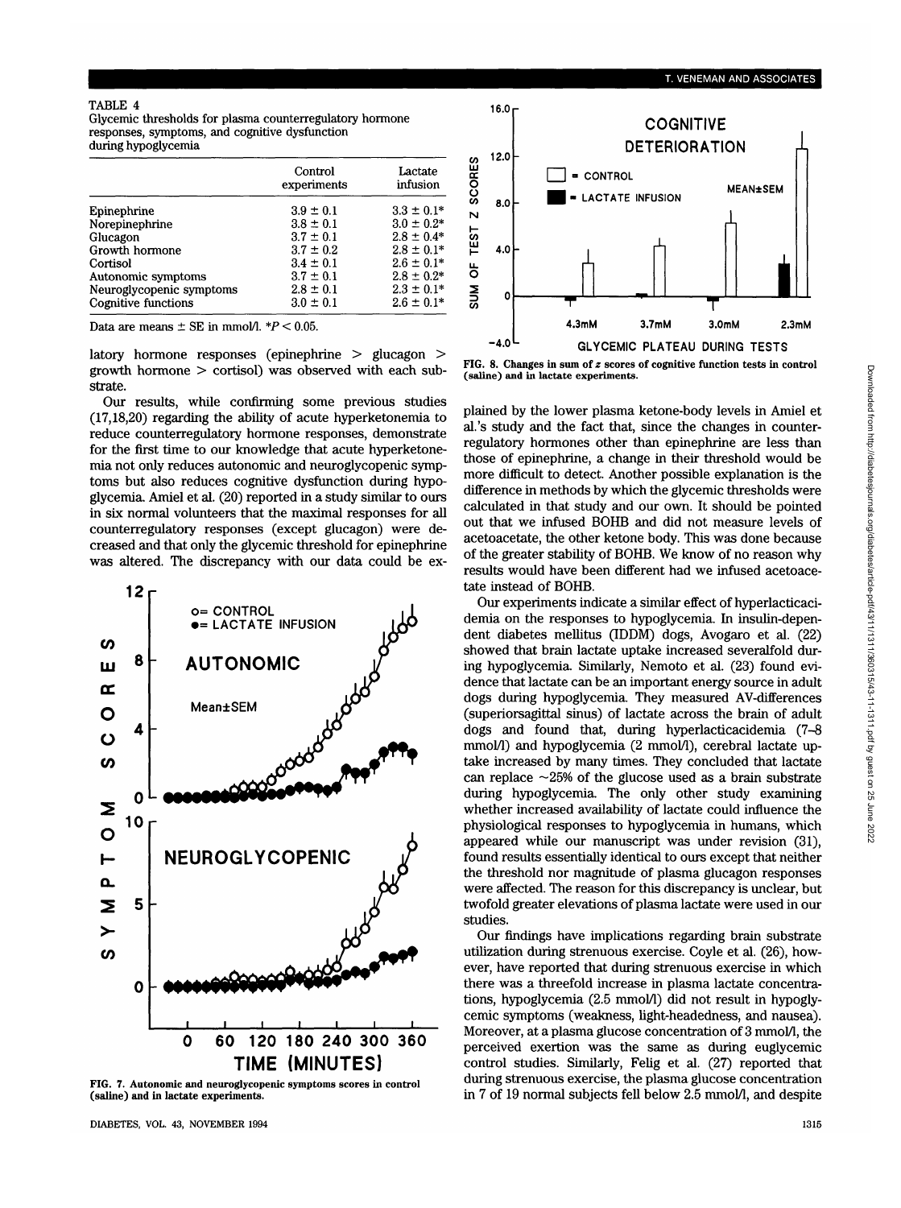TABLE 4
Glycemic thresholds for plasma counterregulatory hormone responses, symptoms, and cognitive dysfunction during hypoglycemia

| | Control experiments | Lactate infusion |
|---|---|---|
| Epinephrine | 3.9 ± 0.1 | 3.3 ± 0.1* |
| Norepinephrine | 3.8 ± 0.1 | 3.0 ± 0.2* |
| Glucagon | 3.7 ± 0.1 | 2.8 ± 0.4* |
| Growth hormone | 3.7 ± 0.2 | 2.8 ± 0.1* |
| Cortisol | 3.4 ± 0.1 | 2.6 ± 0.1* |
| Autonomic symptoms | 3.7 ± 0.1 | 2.8 ± 0.2* |
| Neuroglycopenic symptoms | 2.8 ± 0.1 | 2.3 ± 0.1* |
| Cognitive functions | 3.0 ± 0.1 | 2.6 ± 0.1* |

Data are means ± SE in mmol/l. *$P < 0.05$.

latory hormone responses (epinephrine > glucagon > growth hormone > cortisol) was observed with each substrate.

Our results, while confirming some previous studies (17,18,20) regarding the ability of acute hyperketonemia to reduce counterregulatory hormone responses, demonstrate for the first time to our knowledge that acute hyperketonemia not only reduces autonomic and neuroglycopenic symptoms but also reduces cognitive dysfunction during hypoglycemia. Amiel et al. (20) reported in a study similar to ours in six normal volunteers that the maximal responses for all counterregulatory responses (except glucagon) were decreased and that only the glycemic threshold for epinephrine was altered. The discrepancy with our data could be explained by the lower plasma ketone-body levels in Amiel et al.'s study and the fact that, since the changes in counterregulatory hormones other than epinephrine are less than those of epinephrine, a change in their threshold would be more difficult to detect. Another possible explanation is the difference in methods by which the glycemic thresholds were calculated in that study and our own. It should be pointed out that we infused BOHB and did not measure levels of acetoacetate, the other ketone body. This was done because of the greater stability of BOHB. We know of no reason why results would have been different had we infused acetoacetate instead of BOHB.

FIG. 7. Autonomic and neuroglycopenic symptoms scores in control (saline) and in lactate experiments.

FIG. 8. Changes in sum of z scores of cognitive function tests in control (saline) and in lactate experiments.

Our experiments indicate a similar effect of hyperlacticacidemia on the responses to hypoglycemia. In insulin-dependent diabetes mellitus (IDDM) dogs, Avogaro et al. (22) showed that brain lactate uptake increased severalfold during hypoglycemia. Similarly, Nemoto et al. (23) found evidence that lactate can be an important energy source in adult dogs during hypoglycemia. They measured AV-differences (superiorsagittal sinus) of lactate across the brain of adult dogs and found that, during hyperlacticacidemia (7–8 mmol/l) and hypoglycemia (2 mmol/l), cerebral lactate uptake increased by many times. They concluded that lactate can replace ~25% of the glucose used as a brain substrate during hypoglycemia. The only other study examining whether increased availability of lactate could influence the physiological responses to hypoglycemia in humans, which appeared while our manuscript was under revision (31), found results essentially identical to ours except that neither the threshold nor magnitude of plasma glucagon responses were affected. The reason for this discrepancy is unclear, but twofold greater elevations of plasma lactate were used in our studies.

Our findings have implications regarding brain substrate utilization during strenuous exercise. Coyle et al. (26), however, have reported that during strenuous exercise in which there was a threefold increase in plasma lactate concentrations, hypoglycemia (2.5 mmol/l) did not result in hypoglycemic symptoms (weakness, light-headedness, and nausea). Moreover, at a plasma glucose concentration of 3 mmol/l, the perceived exertion was the same as during euglycemic control studies. Similarly, Felig et al. (27) reported that during strenuous exercise, the plasma glucose concentration in 7 of 19 normal subjects fell below 2.5 mmol/l, and despite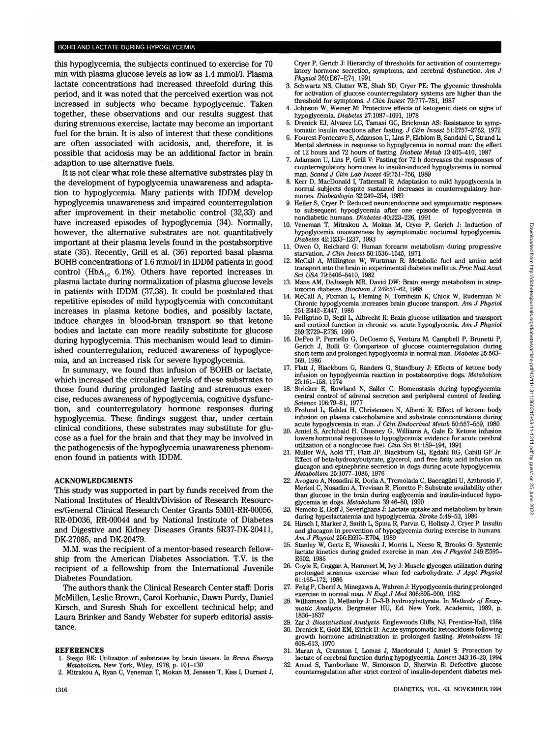this hypoglycemia, the subjects continued to exercise for 70 min with plasma glucose levels as low as 1.4 mmol/l. Plasma lactate concentrations had increased threefold during this period, and it was noted that the perceived exertion was not increased in subjects who became hypoglycemic. Taken together, these observations and our results suggest that during strenuous exercise, lactate may become an important fuel for the brain. It is also of interest that these conditions are often associated with acidosis, and, therefore, it is possible that acidosis may be an additional factor in brain adaption to use alternative fuels.

It is not clear what role these alternative substrates play in the development of hypoglycemia unawareness and adaptation to hypoglycemia. Many patients with IDDM develop hypoglycemia unawareness and impaired counterregulation after improvement in their metabolic control (32,33) and have increased episodes of hypoglycemia (34). Normally, however, the alternative substrates are not quantitatively important at their plasma levels found in the postabsorptive state (35). Recently, Grill et al. (36) reported basal plasma BOHB concentrations of 1.6 mmol/l in IDDM patients in good control ($HbA_{1c}$ 6.1%). Others have reported increases in plasma lactate during normalization of plasma glucose levels in patients with IDDM (37,38). It could be postulated that repetitive episodes of mild hypoglycemia with concomitant increases in plasma ketone bodies, and possibly lactate, induce changes in blood-brain transport so that ketone bodies and lactate can more readily substitute for glucose during hypoglycemia. This mechanism would lead to diminished counterregulation, reduced awareness of hypoglycemia, and an increased risk for severe hypoglycemia.

In summary, we found that infusion of BOHB or lactate, which increased the circulating levels of these substrates to those found during prolonged fasting and strenuous exercise, reduces awareness of hypoglycemia, cognitive dysfunction, and counterregulatory hormone responses during hypoglycemia. These findings suggest that, under certain clinical conditions, these substrates may substitute for glucose as a fuel for the brain and that they may be involved in the pathogenesis of the hypoglycemia unawareness phenomenon found in patients with IDDM.

## ACKNOWLEDGMENTS

This study was supported in part by funds received from the National Institutes of Health/Division of Research Resources/General Clinical Research Center Grants 5M01-RR-00056, RR-0D036, RR-00044 and by National Institute of Diabetes and Digestive and Kidney Diseases Grants 5R37-DK-20411, DK-27085, and DK-20479.

M.M. was the recipient of a mentor-based research fellowship from the American Diabetes Association. T.V. is the recipient of a fellowship from the International Juvenile Diabetes Foundation.

The authors thank the Clinical Research Center staff: Doris McMillen, Leslie Brown, Carol Korbanic, Dawn Purdy, Daniel Kirsch, and Suresh Shah for excellent technical help; and Laura Brinker and Sandy Webster for superb editorial assistance.

## REFERENCES

1. Siesjo BK: Utilization of substrates by brain tissues. In *Brain Energy Metabolism*. New York, Wiley, 1978, p. 101–130
2. Mitrakou A, Ryan C, Veneman T, Mokan M, Jenssen T, Kiss I, Durrant J, Cryer P, Gerich J: Hierarchy of thresholds for activation of counterregulatory hormone secretion, symptoms, and cerebral dysfunction. *Am J Physiol* 260:E67–E74, 1991
3. Schwartz NS, Clutter WE, Shah SD, Cryer PE: The glycemic thresholds for activation of glucose counterregulatory systems are higher than the threshold for symptoms. *J Clin Invest* 79:777–781, 1987
4. Johnson W, Weiner M: Protective effects of ketogenic diets on signs of hypoglycemia. *Diabetes* 27:1087–1091, 1978
5. Drenick EJ, Alvarez LC, Tamasi GC, Brickman AS: Resistance to symptomatic insulin reactions after fasting. *J Clin Invest* 51:2757–2762, 1972
6. Fourest-Fontecave S, Adamson U, Lins P, Ekblom B, Sandahl C, Strand L: Mental alertness in response to hypoglycemia in normal man: the effect of 12 hours and 72 hours of fasting. *Diabete Metab* 13:405–410, 1987
7. Adamson U, Lins P, Grill V: Fasting for 72 h decreases the responses of counterregulatory hormones to insulin-induced hypoglycemia in normal man. *Scand J Clin Lab Invest* 49:751–756, 1989
8. Kerr D, MacDonald I, Tattersall R: Adaptation to mild hypoglycemia in normal subjects despite sustained increases in counterregulatory hormones. *Diabetologia* 32:249–254, 1989
9. Heller S, Cryer P: Reduced neuroendocrine and symptomatic responses to subsequent hypoglycemia after one episode of hypoglycemia in nondiabetic humans. *Diabetes* 40:223–226, 1991
10. Veneman T, Mitrakou A, Mokan M, Cryer P, Gerich J: Induction of hypoglycemia unawareness by asymptomatic nocturnal hypoglycemia. *Diabetes* 42:1233–1237, 1993
11. Owen O, Reichard G: Human forearm metabolism during progressive starvation. *J Clin Invest* 50:1536–1545, 1971
12. McCall A, Millington W, Wurtman R: Metabolic fuel and amino acid transport into the brain in experimental diabetes mellitus. *Proc Natl Acad Sci USA* 79:5406–5410, 1982
13. Mans AM, DeJoseph MR, David DW: Brain energy metabolism in streptozocin diabetes. *Biochem J* 249:57–62, 1988
14. McCall A, Fixman L, Fleming N, Tornheim K, Chick W, Ruderman N: Chronic hypoglycemia increases brain glucose transport. *Am J Physiol* 251:E442–E447, 1986
15. Pelligrino D, Segil L, Albrecht R: Brain glucose utilization and transport and corticol function in chronic vs. acute hypoglycemia. *Am J Physiol* 259:E729–E735, 1990
16. DeFeo P, Perriello G, DeCosmo S, Ventura M, Campbell P, Brunetti P, Gerich J, Bolli G: Comparison of glucose counterregulation during short-term and prolonged hypoglycemia in normal man. *Diabetes* 35:563–569, 1986
17. Flatt J, Blackburn G, Randers G, Standbury J: Effects of ketone body infusion on hypoglycemia reaction in postabsorptive dogs. *Metabolism* 23:151–158, 1974
18. Stricker E, Rowland N, Saller C: Homeostasis during hypoglycemia: central control of adrenal secretion and peripheral control of feeding. *Science* 196:79–81, 1977
19. Frolund L, Kehlet H, Christensen N, Alberti K: Effect of ketone body infusion on plasma catecholamine and substrate concentrations during acute hypoglycemia in man. *J Clin Endocrinol Metab* 50:557–559, 1980
20. Amiel S, Archibald H, Chusney G, Williams A, Gale E: Ketone infusion lowers hormonal responses to hypoglycemia: evidence for acute cerebral utilization of a nonglucose fuel. *Clin Sci* 81:189–194, 1991
21. Muller WA, Aoki TT, Flatt JP, Blackburn GL, Egdahl RG, Cahill GF Jr: Effect of beta-hydroxybutyrate, glycerol, and free fatty acid infusion on glucagon and epinephrine secretion in dogs during acute hypoglycemia. *Metabolism* 25:1077–1086, 1976
22. Avogaro A, Nosadini R, Doria A, Tremolada C, Baccaglini U, Ambrosio F, Merkel C, Nosadini A, Trevisan R, Fioretto P: Substrate availability other than glucose in the brain during euglycemia and insulin-induced hypoglycemia in dogs. *Metabolism* 39:46–50, 1990
23. Nemoto E, Hoff J, Severighans J: Lactate uptake and metabolism by brain during hyperlactatemia and hypoglycemia. *Stroke* 5:48–53, 1980
24. Hirsch I, Marker J, Smith L, Spina R, Parvin C, Hollszy J, Cryer P: Insulin and glucagon in prevention of hypoglycemia during exercise in humans. *Am J Physiol* 256:E695–E704, 1989
25. Stanley W, Gertz E, Wisneski J, Morris L, Neese R, Brooks G: Systemic lactate kinetics during graded exercise in man. *Am J Physiol* 249:E595–E602, 1985
26. Coyle E, Coggan A, Hemmert M, Ivy J: Muscle glycogen utilization during prolonged strenous exercise when fed carbohydrate. *J Appl Physiol* 61:165–172, 1986
27. Felig P, Cherif A, Minegawa A, Wahren J: Hypoglycemia during prolonged exercise in normal man. *N Engl J Med* 306:895–900, 1982
28. Williamson D, Mellanby J: D-3-B hydroxybutyrate. In *Methods of Enzymatic Analysis*. Bergmeier HU, Ed. New York, Academic, 1989, p. 1836–1837
29. Zar J: *Biostatistical Analysis*. Englewoods Cliffs, NJ, Prentice-Hall, 1984
30. Drenick E, Gold EM, Elrick H: Acute symptomatic ketoacidosis following growth hormone administration in prolonged fasting. *Metabolism* 19: 608–613, 1970
31. Maran A, Cranston I, Lomas J, Macdonald I, Amiel S: Protection by lactate of cerebral function during hypoglycemia. *Lancet* 343:16–20, 1994
32. Amiel S, Tamborlane W, Simonson D, Sherwin R: Defective glucose counterregulation after strict control of insulin-dependent diabetes mel-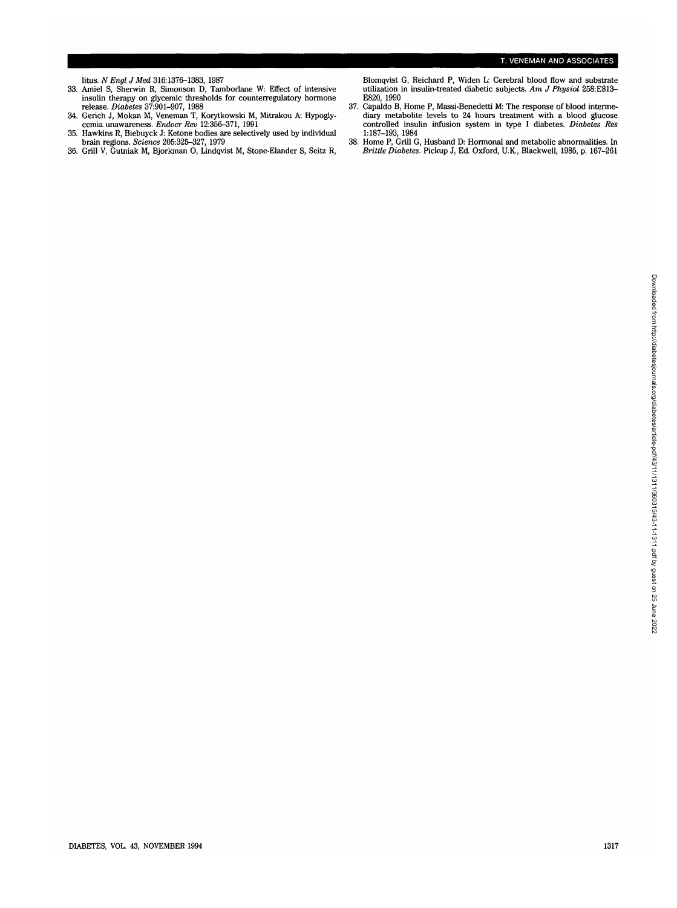litus. *N Engl J Med* 316:1376–1383, 1987

33. Amiel S, Sherwin R, Simonson D, Tamborlane W: Effect of intensive insulin therapy on glycemic thresholds for counterregulatory hormone release. *Diabetes* 37:901–907, 1988
34. Gerich J, Mokan M, Veneman T, Korytkowski M, Mitrakou A: Hypoglycemia unawareness. *Endocr Rev* 12:356–371, 1991
35. Hawkins R, Biebuyck J: Ketone bodies are selectively used by individual brain regions. *Science* 205:325–327, 1979
36. Grill V, Gutniak M, Bjorkman O, Lindqvist M, Stone-Elander S, Seitz R, Blomqvist G, Reichard P, Widen L: Cerebral blood flow and substrate utilization in insulin-treated diabetic subjects. *Am J Physiol* 258:E813–E820, 1990
37. Capaldo B, Home P, Massi-Benedetti M: The response of blood intermediary metabolite levels to 24 hours treatment with a blood glucose controlled insulin infusion system in type I diabetes. *Diabetes Res* 1:187–193, 1984
38. Home P, Grill G, Husband D: Hormonal and metabolic abnormalities. In *Brittle Diabetes*. Pickup J, Ed. Oxford, U.K., Blackwell, 1985, p. 167–261